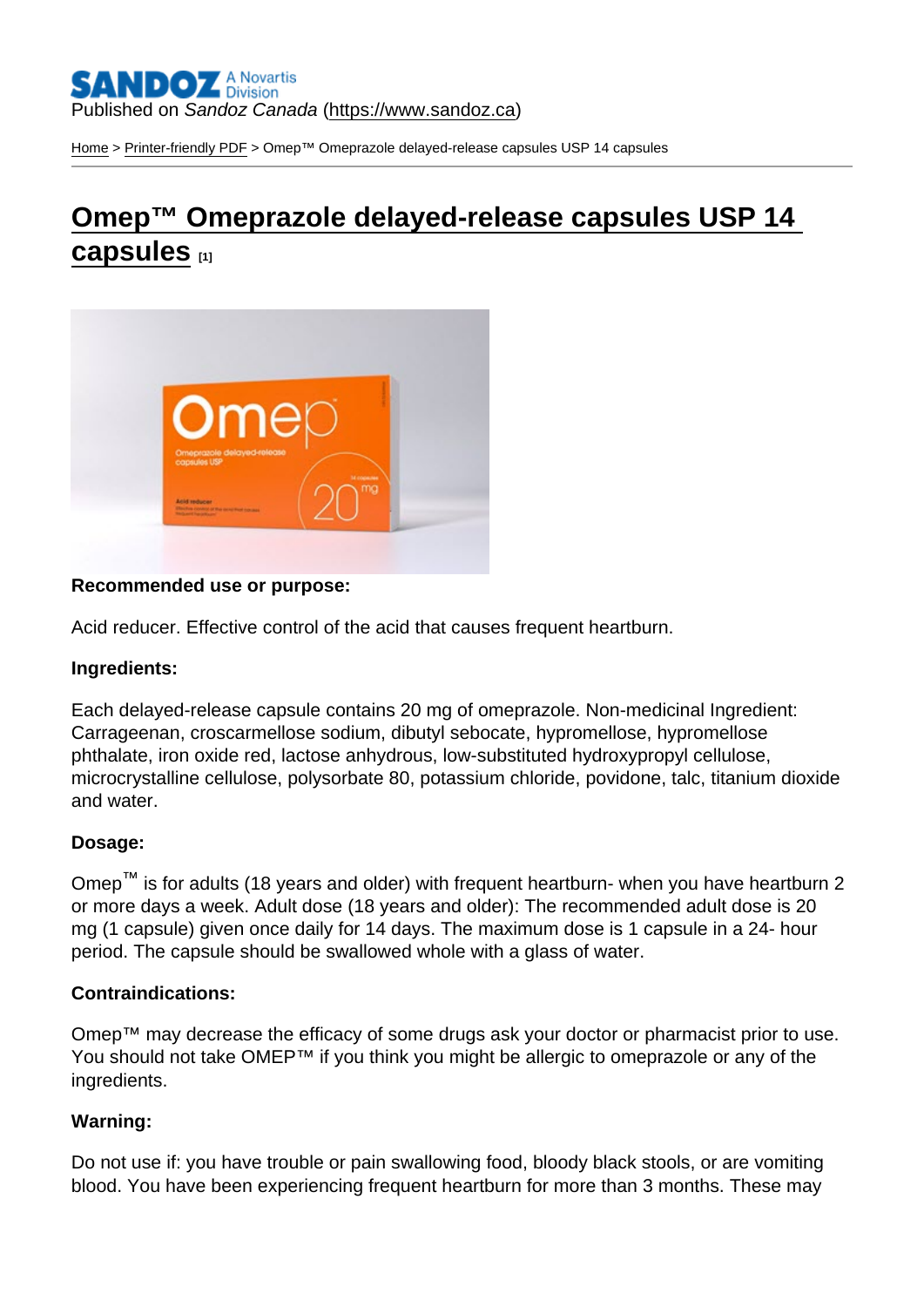Published on *Sandoz Canada* (https://www.sandoz.ca)

Home > Printer-friendly PDF > Omep™ Omeprazole delayed-release capsules USP 14 capsules

# Omep™ Omeprazole delayed-release capsules USP 14 capsules [1]

**Recommended use or purpose:**

Acid reducer. Effective control of the acid that causes frequent heartburn.

**Ingredients:**

Each delayed-release capsule contains 20 mg of omeprazole. Non-medicinal Ingredient: Carrageenan, croscarmellose sodium, dibutyl sebocate, hypromellose, hypromellose phthalate, iron oxide red, lactose anhydrous, low-substituted hydroxypropyl cellulose, microcrystalline cellulose, polysorbate 80, potassium chloride, povidone, talc, titanium dioxide and water.

**Dosage:**

Omep™ is for adults (18 years and older) with frequent heartburn- when you have heartburn 2 or more days a week. Adult dose (18 years and older): The recommended adult dose is 20 mg (1 capsule) given once daily for 14 days. The maximum dose is 1 capsule in a 24- hour period. The capsule should be swallowed whole with a glass of water.

**Contraindications:**

Omep™ may decrease the efficacy of some drugs ask your doctor or pharmacist prior to use. You should not take OMEP™ if you think you might be allergic to omeprazole or any of the ingredients.

**Warning:**

Do not use if: you have trouble or pain swallowing food, bloody black stools, or are vomiting blood. You have been experiencing frequent heartburn for more than 3 months. These may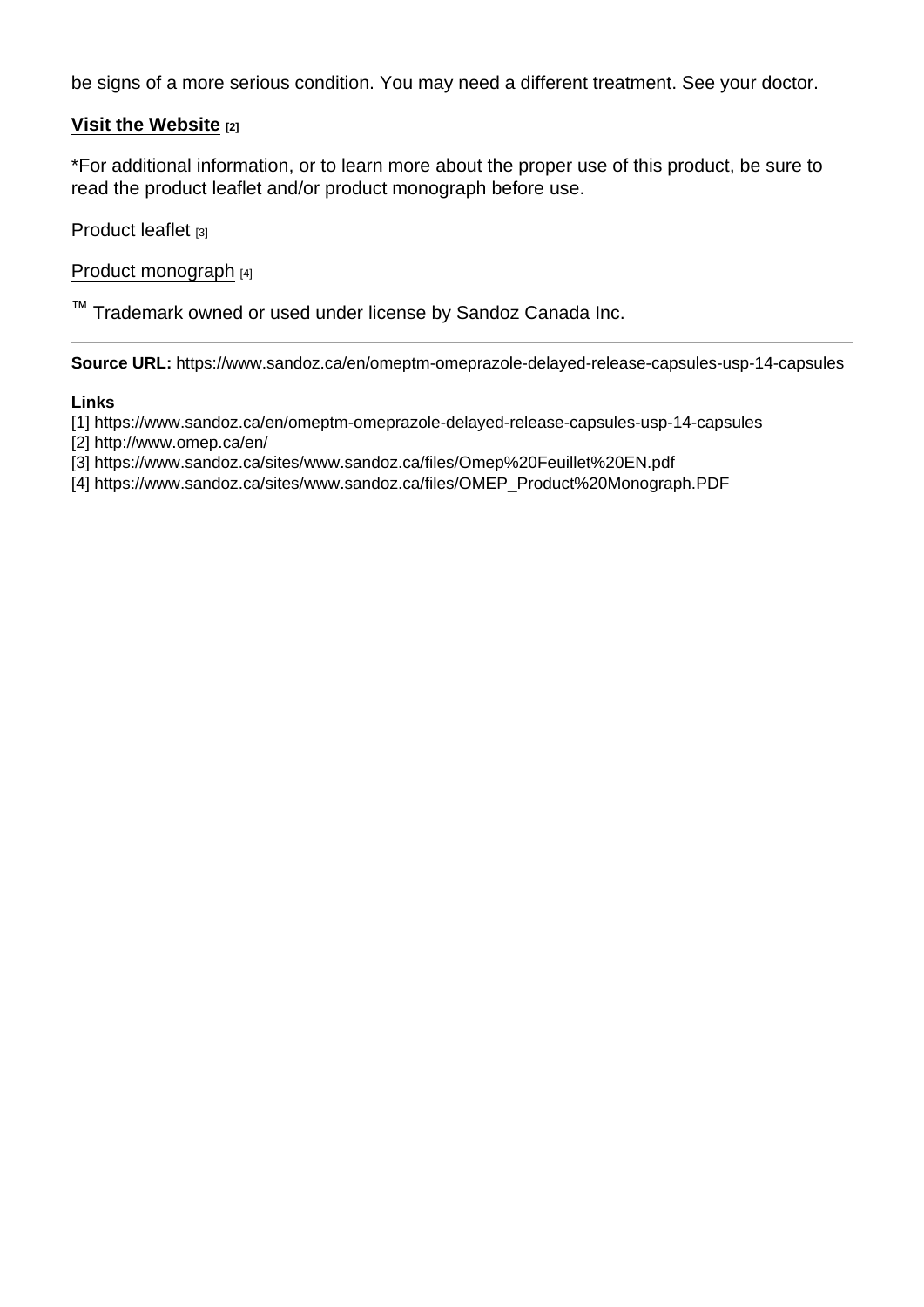be signs of a more serious condition. You may need a different treatment. See your doctor.

**Visit the Website** [2]

*For additional information, or to learn more about the proper use of this product, be sure to read the product leaflet and/or product monograph before use.

Product leaflet [3]

Product monograph [4]

™ Trademark owned or used under license by Sandoz Canada Inc.

---

**Source URL:** https://www.sandoz.ca/en/omeptm-omeprazole-delayed-release-capsules-usp-14-capsules

**Links**
[1] https://www.sandoz.ca/en/omeptm-omeprazole-delayed-release-capsules-usp-14-capsules
[2] http://www.omep.ca/en/
[3] https://www.sandoz.ca/sites/www.sandoz.ca/files/Omep%20Feuillet%20EN.pdf
[4] https://www.sandoz.ca/sites/www.sandoz.ca/files/OMEP_Product%20Monograph.PDF